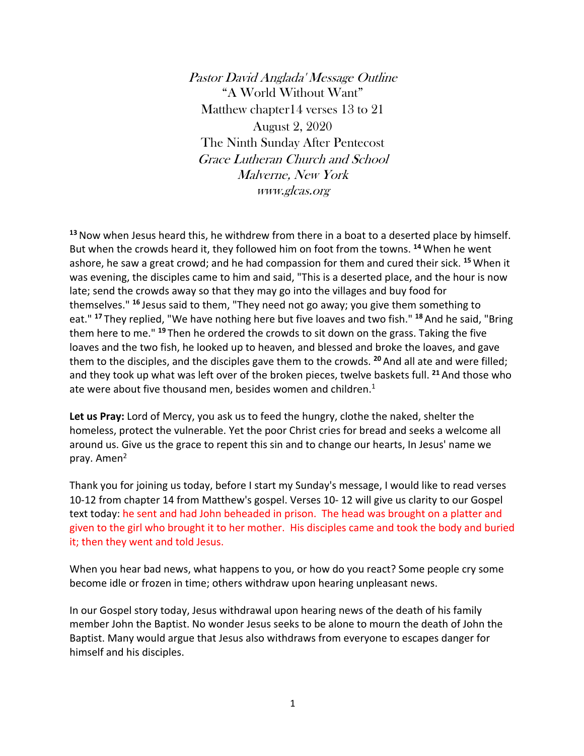*Pastor David Anglada' Message Outline*
"A World Without Want"
Matthew chapter14 verses 13 to 21
August 2, 2020
The Ninth Sunday After Pentecost
*Grace Lutheran Church and School*
*Malverne, New York*
*www.glcas.org*

**13** Now when Jesus heard this, he withdrew from there in a boat to a deserted place by himself. But when the crowds heard it, they followed him on foot from the towns. **14** When he went ashore, he saw a great crowd; and he had compassion for them and cured their sick. **15** When it was evening, the disciples came to him and said, "This is a deserted place, and the hour is now late; send the crowds away so that they may go into the villages and buy food for themselves." **16** Jesus said to them, "They need not go away; you give them something to eat." **17** They replied, "We have nothing here but five loaves and two fish." **18** And he said, "Bring them here to me." **19** Then he ordered the crowds to sit down on the grass. Taking the five loaves and the two fish, he looked up to heaven, and blessed and broke the loaves, and gave them to the disciples, and the disciples gave them to the crowds. **20** And all ate and were filled; and they took up what was left over of the broken pieces, twelve baskets full. **21** And those who ate were about five thousand men, besides women and children.[1]

**Let us Pray:** Lord of Mercy, you ask us to feed the hungry, clothe the naked, shelter the homeless, protect the vulnerable. Yet the poor Christ cries for bread and seeks a welcome all around us. Give us the grace to repent this sin and to change our hearts, In Jesus' name we pray. Amen[2]

Thank you for joining us today, before I start my Sunday's message, I would like to read verses 10-12 from chapter 14 from Matthew's gospel. Verses 10- 12 will give us clarity to our Gospel text today: he sent and had John beheaded in prison. The head was brought on a platter and given to the girl who brought it to her mother. His disciples came and took the body and buried it; then they went and told Jesus.

When you hear bad news, what happens to you, or how do you react? Some people cry some become idle or frozen in time; others withdraw upon hearing unpleasant news.

In our Gospel story today, Jesus withdrawal upon hearing news of the death of his family member John the Baptist. No wonder Jesus seeks to be alone to mourn the death of John the Baptist. Many would argue that Jesus also withdraws from everyone to escapes danger for himself and his disciples.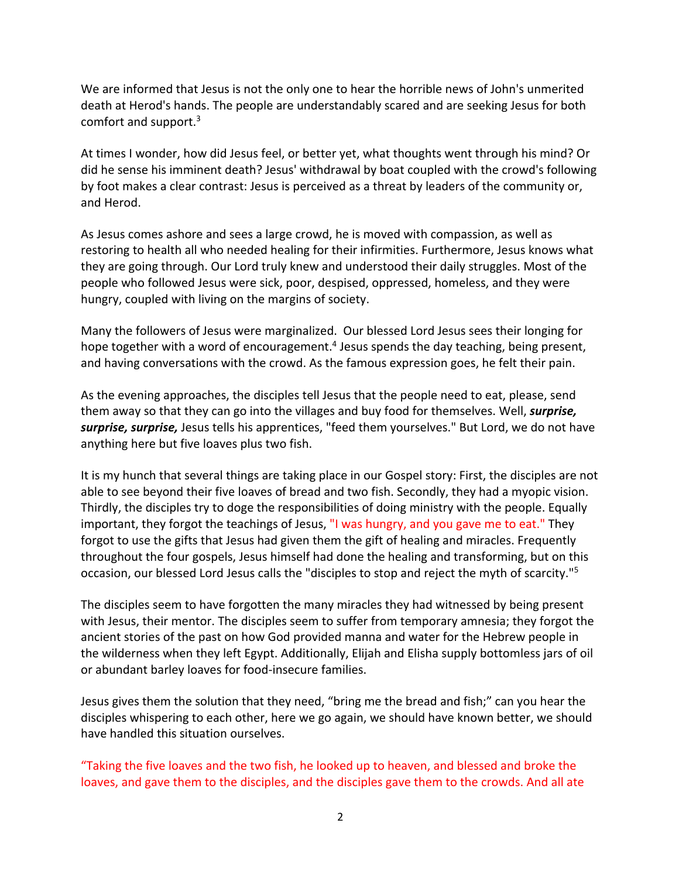We are informed that Jesus is not the only one to hear the horrible news of John's unmerited death at Herod's hands. The people are understandably scared and are seeking Jesus for both comfort and support.[3]

At times I wonder, how did Jesus feel, or better yet, what thoughts went through his mind? Or did he sense his imminent death? Jesus' withdrawal by boat coupled with the crowd's following by foot makes a clear contrast: Jesus is perceived as a threat by leaders of the community or, and Herod.

As Jesus comes ashore and sees a large crowd, he is moved with compassion, as well as restoring to health all who needed healing for their infirmities. Furthermore, Jesus knows what they are going through. Our Lord truly knew and understood their daily struggles. Most of the people who followed Jesus were sick, poor, despised, oppressed, homeless, and they were hungry, coupled with living on the margins of society.

Many the followers of Jesus were marginalized. Our blessed Lord Jesus sees their longing for hope together with a word of encouragement.[4] Jesus spends the day teaching, being present, and having conversations with the crowd. As the famous expression goes, he felt their pain.

As the evening approaches, the disciples tell Jesus that the people need to eat, please, send them away so that they can go into the villages and buy food for themselves. Well, ***surprise, surprise, surprise,*** Jesus tells his apprentices, "feed them yourselves." But Lord, we do not have anything here but five loaves plus two fish.

It is my hunch that several things are taking place in our Gospel story: First, the disciples are not able to see beyond their five loaves of bread and two fish. Secondly, they had a myopic vision. Thirdly, the disciples try to doge the responsibilities of doing ministry with the people. Equally important, they forgot the teachings of Jesus, "I was hungry, and you gave me to eat." They forgot to use the gifts that Jesus had given them the gift of healing and miracles. Frequently throughout the four gospels, Jesus himself had done the healing and transforming, but on this occasion, our blessed Lord Jesus calls the "disciples to stop and reject the myth of scarcity."[5]

The disciples seem to have forgotten the many miracles they had witnessed by being present with Jesus, their mentor. The disciples seem to suffer from temporary amnesia; they forgot the ancient stories of the past on how God provided manna and water for the Hebrew people in the wilderness when they left Egypt. Additionally, Elijah and Elisha supply bottomless jars of oil or abundant barley loaves for food-insecure families.

Jesus gives them the solution that they need, "bring me the bread and fish;" can you hear the disciples whispering to each other, here we go again, we should have known better, we should have handled this situation ourselves.

"Taking the five loaves and the two fish, he looked up to heaven, and blessed and broke the loaves, and gave them to the disciples, and the disciples gave them to the crowds. And all ate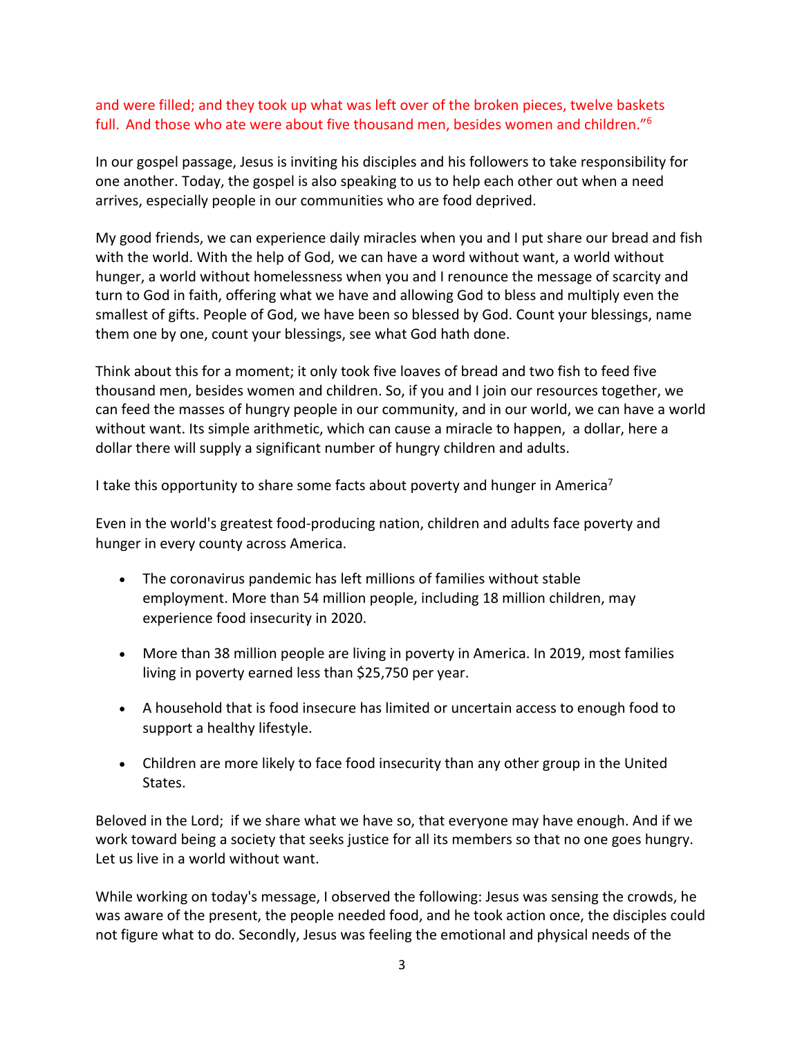and were filled; and they took up what was left over of the broken pieces, twelve baskets full. And those who ate were about five thousand men, besides women and children."[6]

In our gospel passage, Jesus is inviting his disciples and his followers to take responsibility for one another. Today, the gospel is also speaking to us to help each other out when a need arrives, especially people in our communities who are food deprived.

My good friends, we can experience daily miracles when you and I put share our bread and fish with the world. With the help of God, we can have a word without want, a world without hunger, a world without homelessness when you and I renounce the message of scarcity and turn to God in faith, offering what we have and allowing God to bless and multiply even the smallest of gifts. People of God, we have been so blessed by God. Count your blessings, name them one by one, count your blessings, see what God hath done.

Think about this for a moment; it only took five loaves of bread and two fish to feed five thousand men, besides women and children. So, if you and I join our resources together, we can feed the masses of hungry people in our community, and in our world, we can have a world without want. Its simple arithmetic, which can cause a miracle to happen, a dollar, here a dollar there will supply a significant number of hungry children and adults.

I take this opportunity to share some facts about poverty and hunger in America[7]

Even in the world's greatest food-producing nation, children and adults face poverty and hunger in every county across America.

- The coronavirus pandemic has left millions of families without stable employment. More than 54 million people, including 18 million children, may experience food insecurity in 2020.
- More than 38 million people are living in poverty in America. In 2019, most families living in poverty earned less than $25,750 per year.
- A household that is food insecure has limited or uncertain access to enough food to support a healthy lifestyle.
- Children are more likely to face food insecurity than any other group in the United States.

Beloved in the Lord; if we share what we have so, that everyone may have enough. And if we work toward being a society that seeks justice for all its members so that no one goes hungry. Let us live in a world without want.

While working on today's message, I observed the following: Jesus was sensing the crowds, he was aware of the present, the people needed food, and he took action once, the disciples could not figure what to do. Secondly, Jesus was feeling the emotional and physical needs of the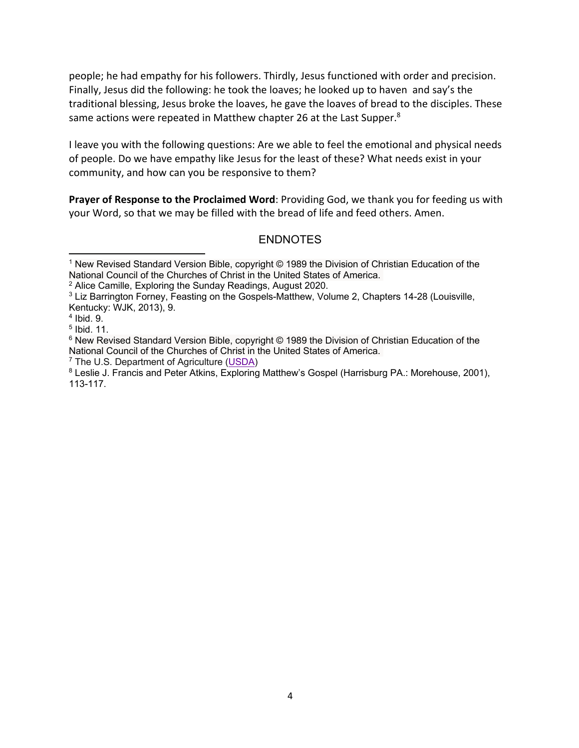people; he had empathy for his followers. Thirdly, Jesus functioned with order and precision. Finally, Jesus did the following: he took the loaves; he looked up to haven  and say's the traditional blessing, Jesus broke the loaves, he gave the loaves of bread to the disciples. These same actions were repeated in Matthew chapter 26 at the Last Supper.[8]

I leave you with the following questions: Are we able to feel the emotional and physical needs of people. Do we have empathy like Jesus for the least of these? What needs exist in your community, and how can you be responsive to them?

**Prayer of Response to the Proclaimed Word**: Providing God, we thank you for feeding us with your Word, so that we may be filled with the bread of life and feed others. Amen.

## ENDNOTES

[1] New Revised Standard Version Bible, copyright © 1989 the Division of Christian Education of the National Council of the Churches of Christ in the United States of America.

[2] Alice Camille, Exploring the Sunday Readings, August 2020.

[3] Liz Barrington Forney, Feasting on the Gospels-Matthew, Volume 2, Chapters 14-28 (Louisville, Kentucky: WJK, 2013), 9.

[4] Ibid. 9.

[5] Ibid. 11.

[6] New Revised Standard Version Bible, copyright © 1989 the Division of Christian Education of the National Council of the Churches of Christ in the United States of America.

[7] The U.S. Department of Agriculture (USDA)

[8] Leslie J. Francis and Peter Atkins, Exploring Matthew's Gospel (Harrisburg PA.: Morehouse, 2001), 113-117.